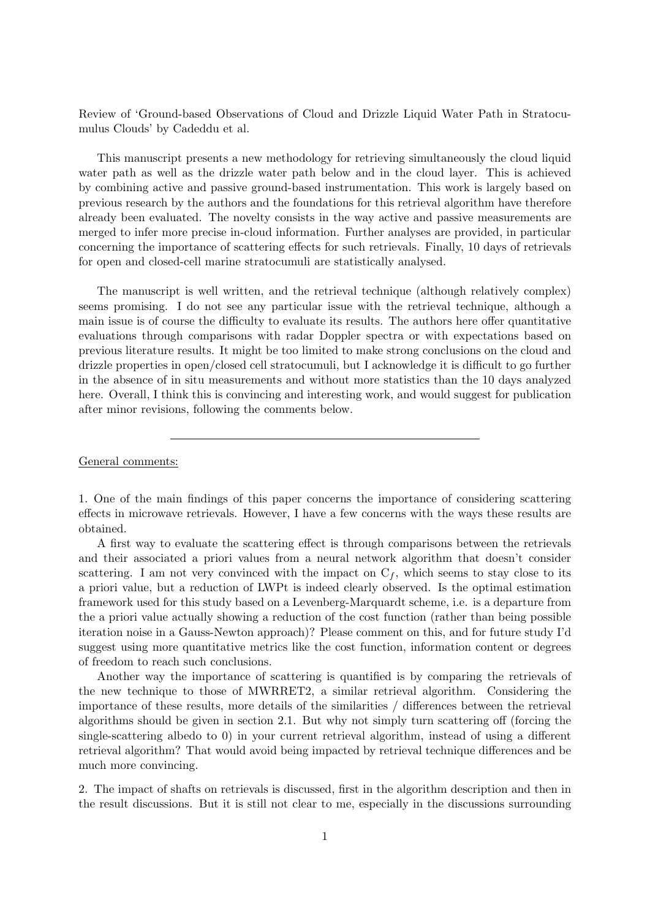Review of 'Ground-based Observations of Cloud and Drizzle Liquid Water Path in Stratocumulus Clouds' by Cadeddu et al.

This manuscript presents a new methodology for retrieving simultaneously the cloud liquid water path as well as the drizzle water path below and in the cloud layer. This is achieved by combining active and passive ground-based instrumentation. This work is largely based on previous research by the authors and the foundations for this retrieval algorithm have therefore already been evaluated. The novelty consists in the way active and passive measurements are merged to infer more precise in-cloud information. Further analyses are provided, in particular concerning the importance of scattering effects for such retrievals. Finally, 10 days of retrievals for open and closed-cell marine stratocumuli are statistically analysed.

The manuscript is well written, and the retrieval technique (although relatively complex) seems promising. I do not see any particular issue with the retrieval technique, although a main issue is of course the difficulty to evaluate its results. The authors here offer quantitative evaluations through comparisons with radar Doppler spectra or with expectations based on previous literature results. It might be too limited to make strong conclusions on the cloud and drizzle properties in open/closed cell stratocumuli, but I acknowledge it is difficult to go further in the absence of in situ measurements and without more statistics than the 10 days analyzed here. Overall, I think this is convincing and interesting work, and would suggest for publication after minor revisions, following the comments below.

---

General comments:

1. One of the main findings of this paper concerns the importance of considering scattering effects in microwave retrievals. However, I have a few concerns with the ways these results are obtained.

A first way to evaluate the scattering effect is through comparisons between the retrievals and their associated a priori values from a neural network algorithm that doesn't consider scattering. I am not very convinced with the impact on $C_f$, which seems to stay close to its a priori value, but a reduction of LWPt is indeed clearly observed. Is the optimal estimation framework used for this study based on a Levenberg-Marquardt scheme, i.e. is a departure from the a priori value actually showing a reduction of the cost function (rather than being possible iteration noise in a Gauss-Newton approach)? Please comment on this, and for future study I'd suggest using more quantitative metrics like the cost function, information content or degrees of freedom to reach such conclusions.

Another way the importance of scattering is quantified is by comparing the retrievals of the new technique to those of MWRRET2, a similar retrieval algorithm. Considering the importance of these results, more details of the similarities / differences between the retrieval algorithms should be given in section 2.1. But why not simply turn scattering off (forcing the single-scattering albedo to 0) in your current retrieval algorithm, instead of using a different retrieval algorithm? That would avoid being impacted by retrieval technique differences and be much more convincing.

2. The impact of shafts on retrievals is discussed, first in the algorithm description and then in the result discussions. But it is still not clear to me, especially in the discussions surrounding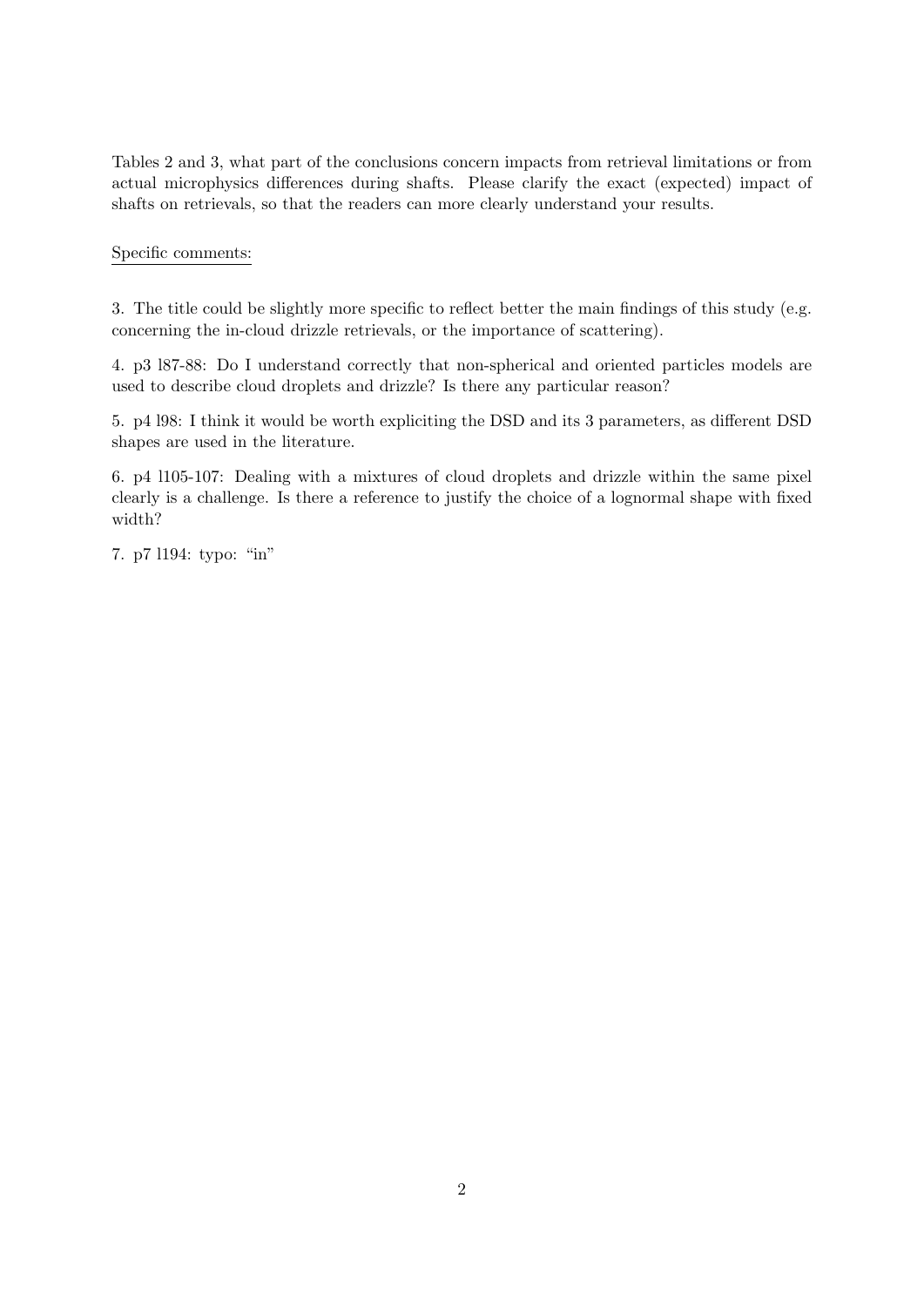Tables 2 and 3, what part of the conclusions concern impacts from retrieval limitations or from actual microphysics differences during shafts. Please clarify the exact (expected) impact of shafts on retrievals, so that the readers can more clearly understand your results.

Specific comments:

3. The title could be slightly more specific to reflect better the main findings of this study (e.g. concerning the in-cloud drizzle retrievals, or the importance of scattering).

4. p3 l87-88: Do I understand correctly that non-spherical and oriented particles models are used to describe cloud droplets and drizzle? Is there any particular reason?

5. p4 l98: I think it would be worth expliciting the DSD and its 3 parameters, as different DSD shapes are used in the literature.

6. p4 l105-107: Dealing with a mixtures of cloud droplets and drizzle within the same pixel clearly is a challenge. Is there a reference to justify the choice of a lognormal shape with fixed width?

7. p7 l194: typo: "in"